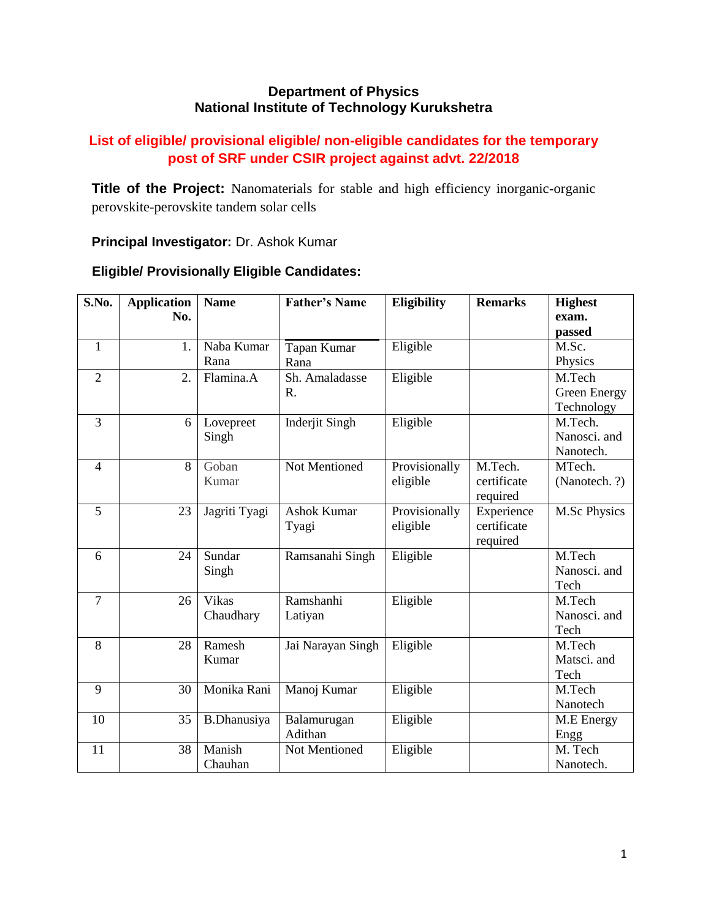**Department of Physics**
**National Institute of Technology Kurukshetra**

## List of eligible/ provisional eligible/ non-eligible candidates for the temporary post of SRF under CSIR project against advt. 22/2018

**Title of the Project:** Nanomaterials for stable and high efficiency inorganic-organic perovskite-perovskite tandem solar cells

**Principal Investigator:** Dr. Ashok Kumar

**Eligible/ Provisionally Eligible Candidates:**

| S.No. | Application No. | Name | Father's Name | Eligibility | Remarks | Highest exam. passed |
|---|---|---|---|---|---|---|
| 1 | 1. | Naba Kumar Rana | Tapan Kumar Rana | Eligible | | M.Sc. Physics |
| 2 | 2. | Flamina.A | Sh. Amaladasse R. | Eligible | | M.Tech Green Energy Technology |
| 3 | 6 | Lovepreet Singh | Inderjit Singh | Eligible | | M.Tech. Nanosci. and Nanotech. |
| 4 | 8 | Goban Kumar | Not Mentioned | Provisionally eligible | M.Tech. certificate required | MTech. (Nanotech. ?) |
| 5 | 23 | Jagriti Tyagi | Ashok Kumar Tyagi | Provisionally eligible | Experience certificate required | M.Sc Physics |
| 6 | 24 | Sundar Singh | Ramsanahi Singh | Eligible | | M.Tech Nanosci. and Tech |
| 7 | 26 | Vikas Chaudhary | Ramshanhi Latiyan | Eligible | | M.Tech Nanosci. and Tech |
| 8 | 28 | Ramesh Kumar | Jai Narayan Singh | Eligible | | M.Tech Matsci. and Tech |
| 9 | 30 | Monika Rani | Manoj Kumar | Eligible | | M.Tech Nanotech |
| 10 | 35 | B.Dhanusiya | Balamurugan Adithan | Eligible | | M.E Energy Engg |
| 11 | 38 | Manish Chauhan | Not Mentioned | Eligible | | M. Tech Nanotech. |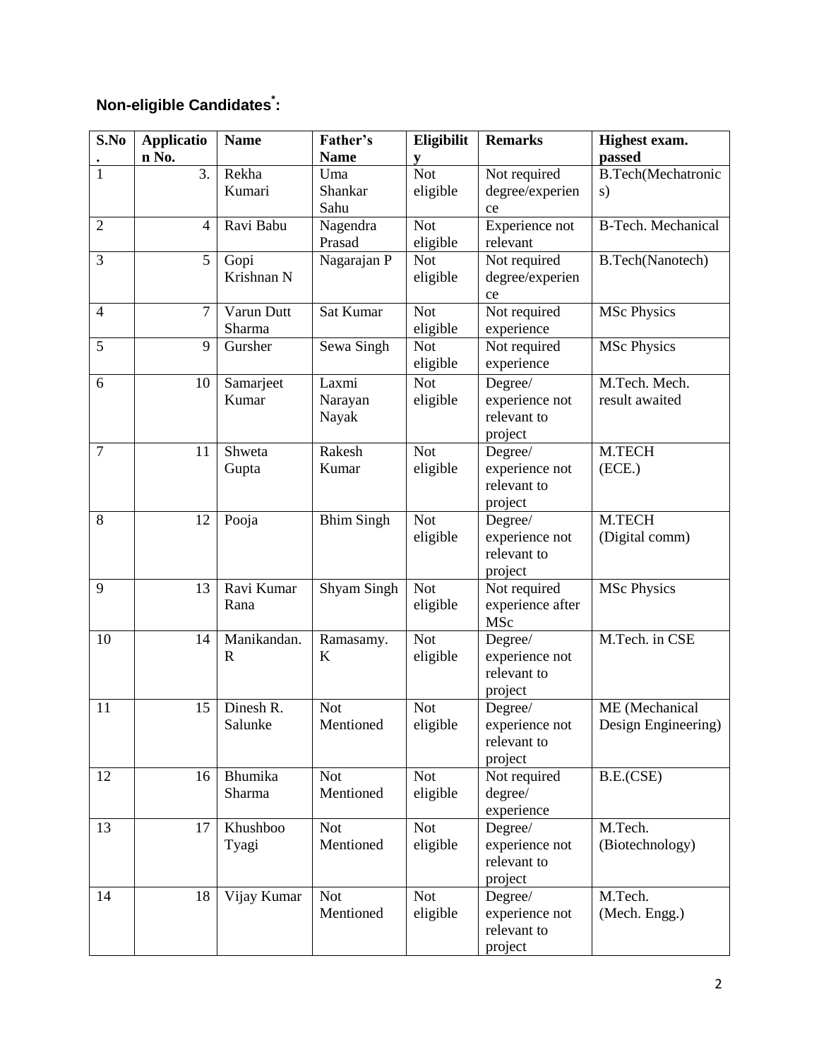## Non-eligible Candidates[*]:

| S.No. | Application No. | Name | Father's Name | Eligibility | Remarks | Highest exam. passed |
|---|---|---|---|---|---|---|
| 1 | 3. | Rekha Kumari | Uma Shankar Sahu | Not eligible | Not required degree/experience | B.Tech(Mechatronics) |
| 2 | 4 | Ravi Babu | Nagendra Prasad | Not eligible | Experience not relevant | B-Tech. Mechanical |
| 3 | 5 | Gopi Krishnan N | Nagarajan P | Not eligible | Not required degree/experience | B.Tech(Nanotech) |
| 4 | 7 | Varun Dutt Sharma | Sat Kumar | Not eligible | Not required experience | MSc Physics |
| 5 | 9 | Gursher | Sewa Singh | Not eligible | Not required experience | MSc Physics |
| 6 | 10 | Samarjeet Kumar | Laxmi Narayan Nayak | Not eligible | Degree/ experience not relevant to project | M.Tech. Mech. result awaited |
| 7 | 11 | Shweta Gupta | Rakesh Kumar | Not eligible | Degree/ experience not relevant to project | M.TECH (ECE.) |
| 8 | 12 | Pooja | Bhim Singh | Not eligible | Degree/ experience not relevant to project | M.TECH (Digital comm) |
| 9 | 13 | Ravi Kumar Rana | Shyam Singh | Not eligible | Not required experience after MSc | MSc Physics |
| 10 | 14 | Manikandan. R | Ramasamy. K | Not eligible | Degree/ experience not relevant to project | M.Tech. in CSE |
| 11 | 15 | Dinesh R. Salunke | Not Mentioned | Not eligible | Degree/ experience not relevant to project | ME (Mechanical Design Engineering) |
| 12 | 16 | Bhumika Sharma | Not Mentioned | Not eligible | Not required degree/ experience | B.E.(CSE) |
| 13 | 17 | Khushboo Tyagi | Not Mentioned | Not eligible | Degree/ experience not relevant to project | M.Tech. (Biotechnology) |
| 14 | 18 | Vijay Kumar | Not Mentioned | Not eligible | Degree/ experience not relevant to project | M.Tech. (Mech. Engg.) |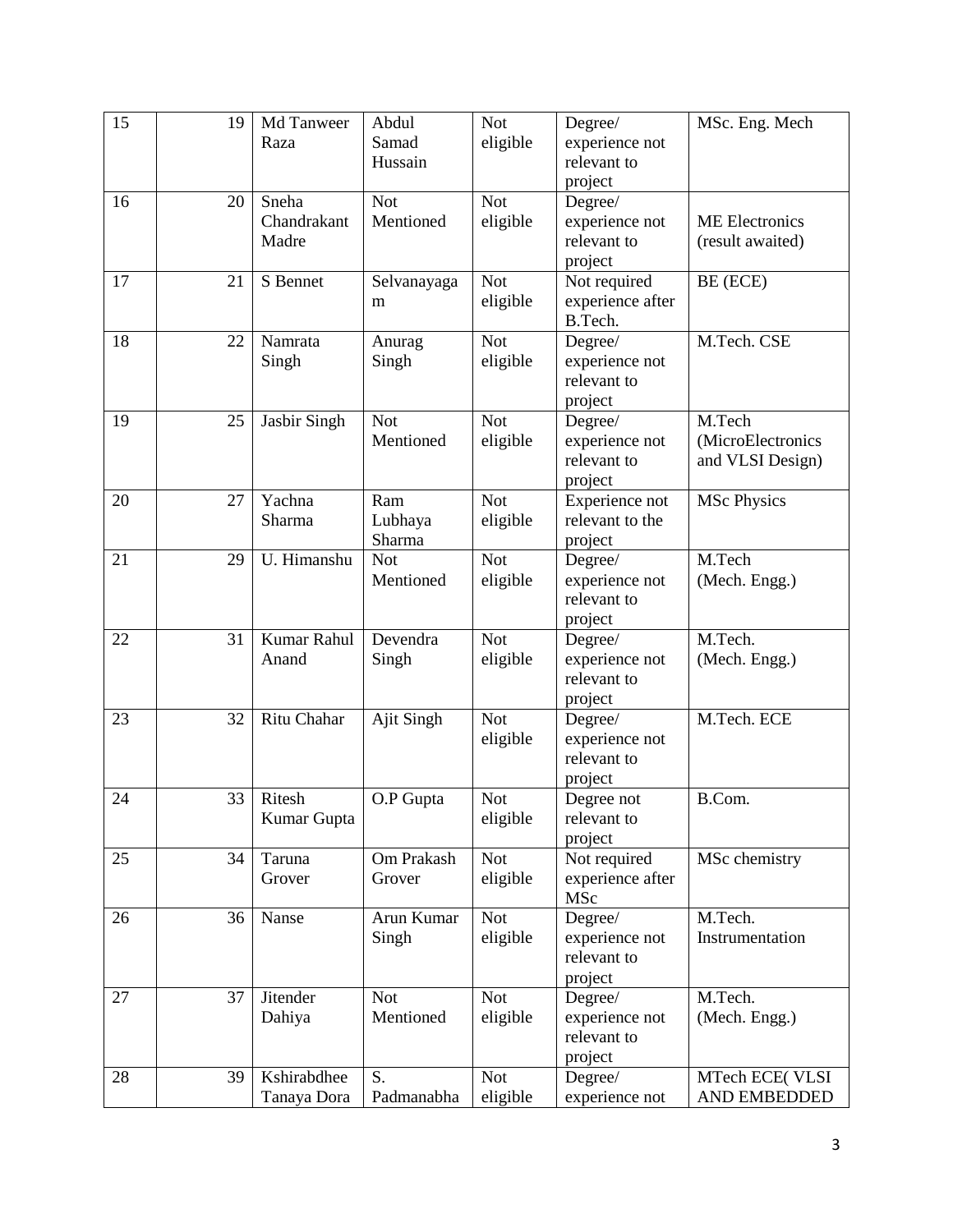| 15 | 19 | Md Tanweer Raza | Abdul Samad Hussain | Not eligible | Degree/ experience not relevant to project | MSc. Eng. Mech |
|---|---|---|---|---|---|---|
| 16 | 20 | Sneha Chandrakant Madre | Not Mentioned | Not eligible | Degree/ experience not relevant to project | ME Electronics (result awaited) |
| 17 | 21 | S Bennet | Selvanayagam | Not eligible | Not required experience after B.Tech. | BE (ECE) |
| 18 | 22 | Namrata Singh | Anurag Singh | Not eligible | Degree/ experience not relevant to project | M.Tech. CSE |
| 19 | 25 | Jasbir Singh | Not Mentioned | Not eligible | Degree/ experience not relevant to project | M.Tech (MicroElectronics and VLSI Design) |
| 20 | 27 | Yachna Sharma | Ram Lubhaya Sharma | Not eligible | Experience not relevant to the project | MSc Physics |
| 21 | 29 | U. Himanshu | Not Mentioned | Not eligible | Degree/ experience not relevant to project | M.Tech (Mech. Engg.) |
| 22 | 31 | Kumar Rahul Anand | Devendra Singh | Not eligible | Degree/ experience not relevant to project | M.Tech. (Mech. Engg.) |
| 23 | 32 | Ritu Chahar | Ajit Singh | Not eligible | Degree/ experience not relevant to project | M.Tech. ECE |
| 24 | 33 | Ritesh Kumar Gupta | O.P Gupta | Not eligible | Degree not relevant to project | B.Com. |
| 25 | 34 | Taruna Grover | Om Prakash Grover | Not eligible | Not required experience after MSc | MSc chemistry |
| 26 | 36 | Nanse | Arun Kumar Singh | Not eligible | Degree/ experience not relevant to project | M.Tech. Instrumentation |
| 27 | 37 | Jitender Dahiya | Not Mentioned | Not eligible | Degree/ experience not relevant to project | M.Tech. (Mech. Engg.) |
| 28 | 39 | Kshirabdhee Tanaya Dora | S. Padmanabha | Not eligible | Degree/ experience not | MTech ECE( VLSI AND EMBEDDED |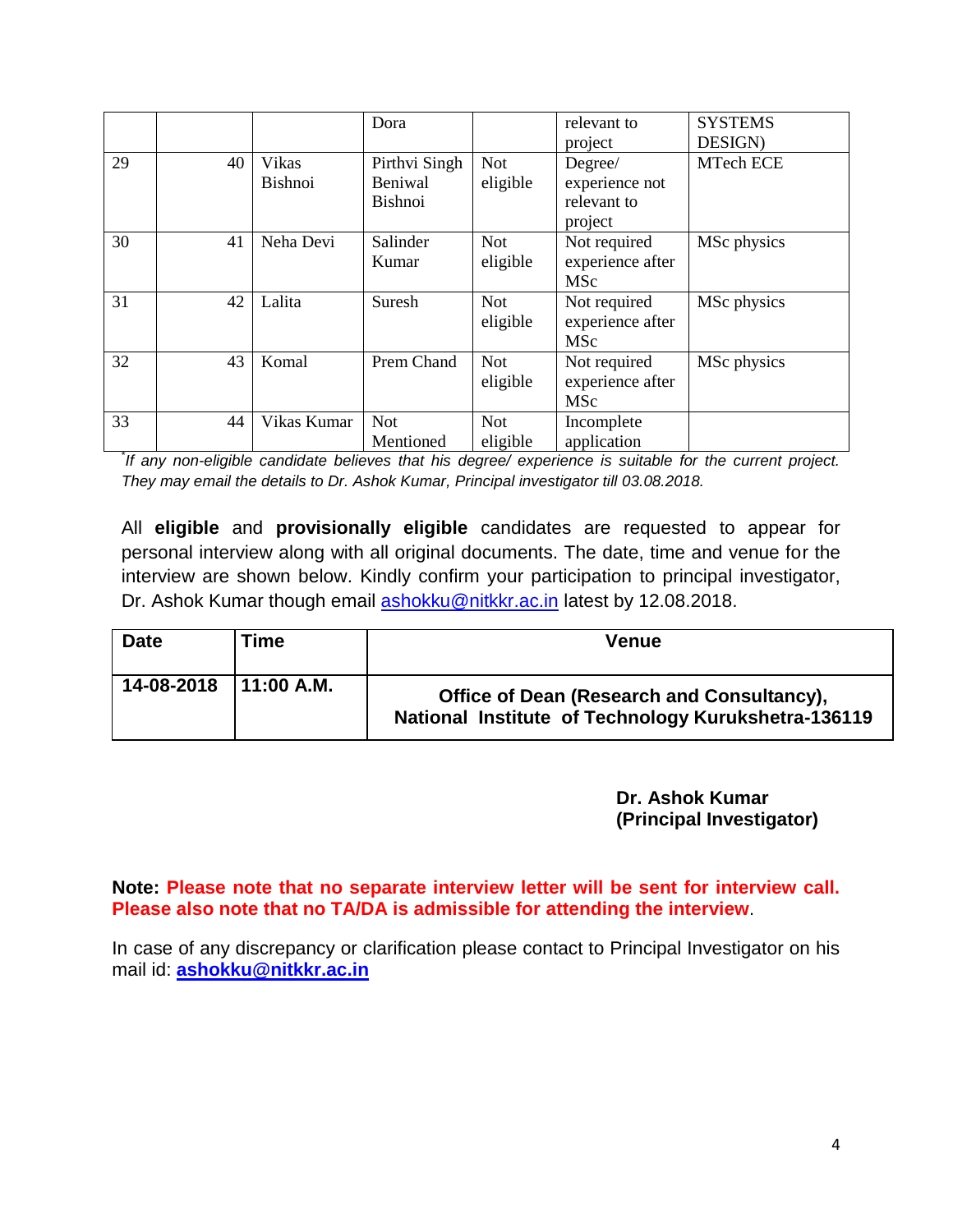| | | | | | | |
|---|---|---|---|---|---|---|
| | | | Dora | | relevant to project | SYSTEMS DESIGN) |
| 29 | 40 | Vikas Bishnoi | Pirthvi Singh Beniwal Bishnoi | Not eligible | Degree/ experience not relevant to project | MTech ECE |
| 30 | 41 | Neha Devi | Salinder Kumar | Not eligible | Not required experience after MSc | MSc physics |
| 31 | 42 | Lalita | Suresh | Not eligible | Not required experience after MSc | MSc physics |
| 32 | 43 | Komal | Prem Chand | Not eligible | Not required experience after MSc | MSc physics |
| 33 | 44 | Vikas Kumar | Not Mentioned | Not eligible | Incomplete application | |

*\*If any non-eligible candidate believes that his degree/ experience is suitable for the current project. They may email the details to Dr. Ashok Kumar, Principal investigator till 03.08.2018.*

All **eligible** and **provisionally eligible** candidates are requested to appear for personal interview along with all original documents. The date, time and venue for the interview are shown below. Kindly confirm your participation to principal investigator, Dr. Ashok Kumar though email ashokku@nitkkr.ac.in latest by 12.08.2018.

| Date | Time | Venue |
|---|---|---|
| **14-08-2018** | **11:00 A.M.** | **Office of Dean (Research and Consultancy), National Institute of Technology Kurukshetra-136119** |

**Dr. Ashok Kumar**
**(Principal Investigator)**

**Note: Please note that no separate interview letter will be sent for interview call. Please also note that no TA/DA is admissible for attending the interview**.

In case of any discrepancy or clarification please contact to Principal Investigator on his mail id: **ashokku@nitkkr.ac.in**